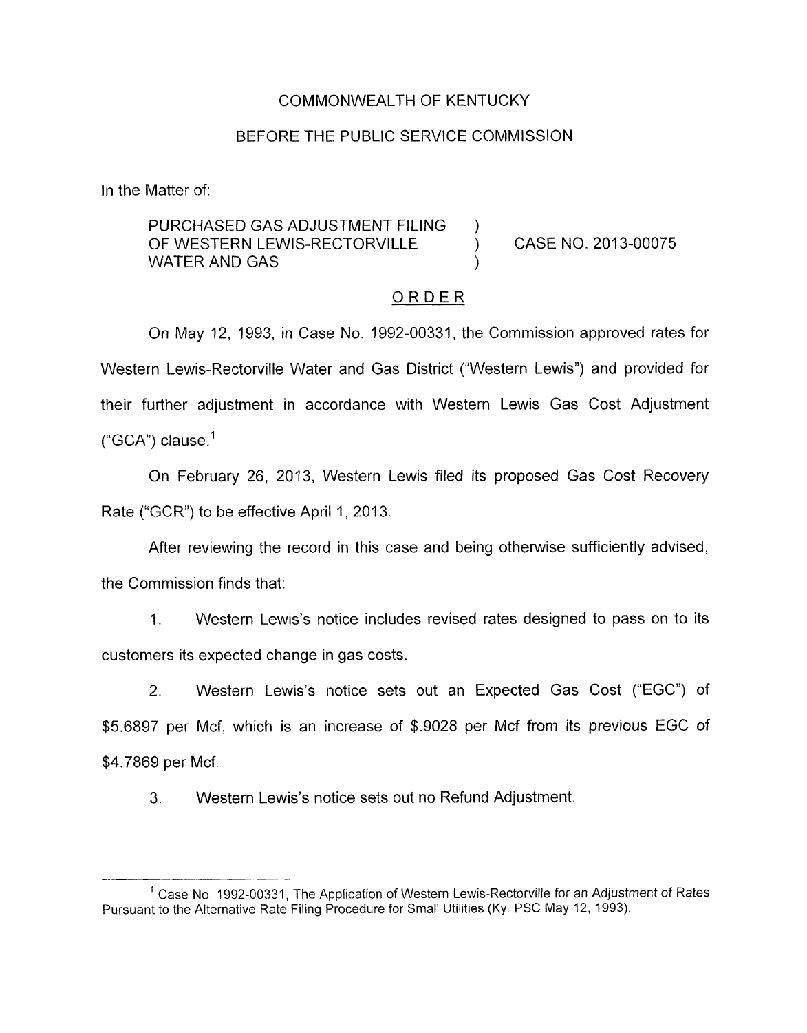COMMONWEALTH OF KENTUCKY

BEFORE THE PUBLIC SERVICE COMMISSION

In the Matter of:

PURCHASED GAS ADJUSTMENT FILING OF WESTERN LEWIS-RECTORVILLE WATER AND GAS ) CASE NO. 2013-00075

ORDER

On May 12, 1993, in Case No. 1992-00331, the Commission approved rates for Western Lewis-Rectorville Water and Gas District ("Western Lewis") and provided for their further adjustment in accordance with Western Lewis Gas Cost Adjustment ("GCA") clause.[1]

On February 26, 2013, Western Lewis filed its proposed Gas Cost Recovery Rate ("GCR") to be effective April 1, 2013.

After reviewing the record in this case and being otherwise sufficiently advised, the Commission finds that:

1. Western Lewis's notice includes revised rates designed to pass on to its customers its expected change in gas costs.

2. Western Lewis's notice sets out an Expected Gas Cost ("EGC") of $5.6897 per Mcf, which is an increase of $.9028 per Mcf from its previous EGC of $4.7869 per Mcf.

3. Western Lewis's notice sets out no Refund Adjustment.

[1] Case No. 1992-00331, The Application of Western Lewis-Rectorville for an Adjustment of Rates Pursuant to the Alternative Rate Filing Procedure for Small Utilities (Ky. PSC May 12, 1993).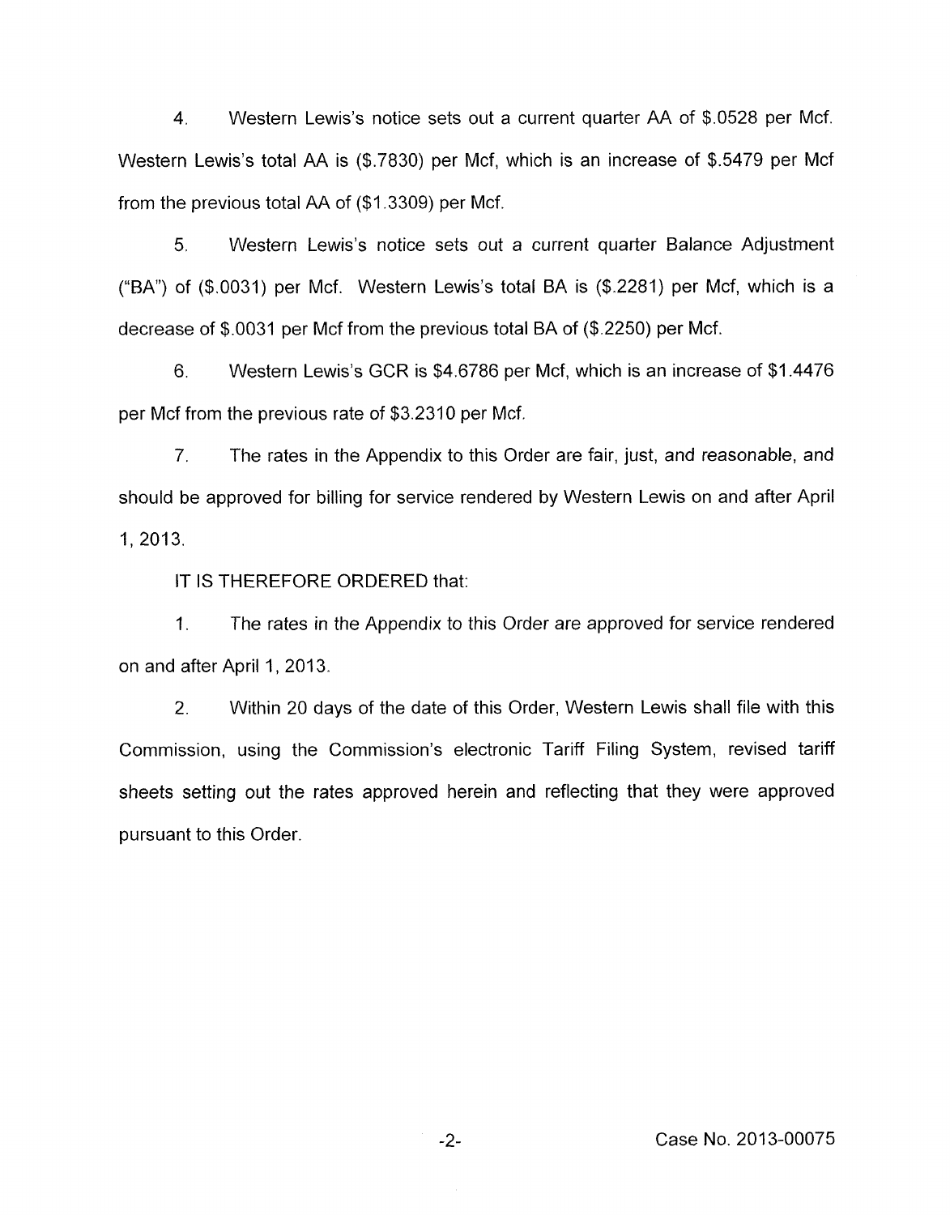4. Western Lewis's notice sets out a current quarter AA of $.0528 per Mcf. Western Lewis's total AA is ($.7830) per Mcf, which is an increase of $.5479 per Mcf from the previous total AA of ($1.3309) per Mcf.

5. Western Lewis's notice sets out a current quarter Balance Adjustment ("BA") of ($.0031) per Mcf. Western Lewis's total BA is ($.2281) per Mcf, which is a decrease of $.0031 per Mcf from the previous total BA of ($.2250) per Mcf.

6. Western Lewis's GCR is $4.6786 per Mcf, which is an increase of $1.4476 per Mcf from the previous rate of $3.2310 per Mcf.

7. The rates in the Appendix to this Order are fair, just, and reasonable, and should be approved for billing for service rendered by Western Lewis on and after April 1, 2013.

IT IS THEREFORE ORDERED that:

1. The rates in the Appendix to this Order are approved for service rendered on and after April 1, 2013.

2. Within 20 days of the date of this Order, Western Lewis shall file with this Commission, using the Commission's electronic Tariff Filing System, revised tariff sheets setting out the rates approved herein and reflecting that they were approved pursuant to this Order.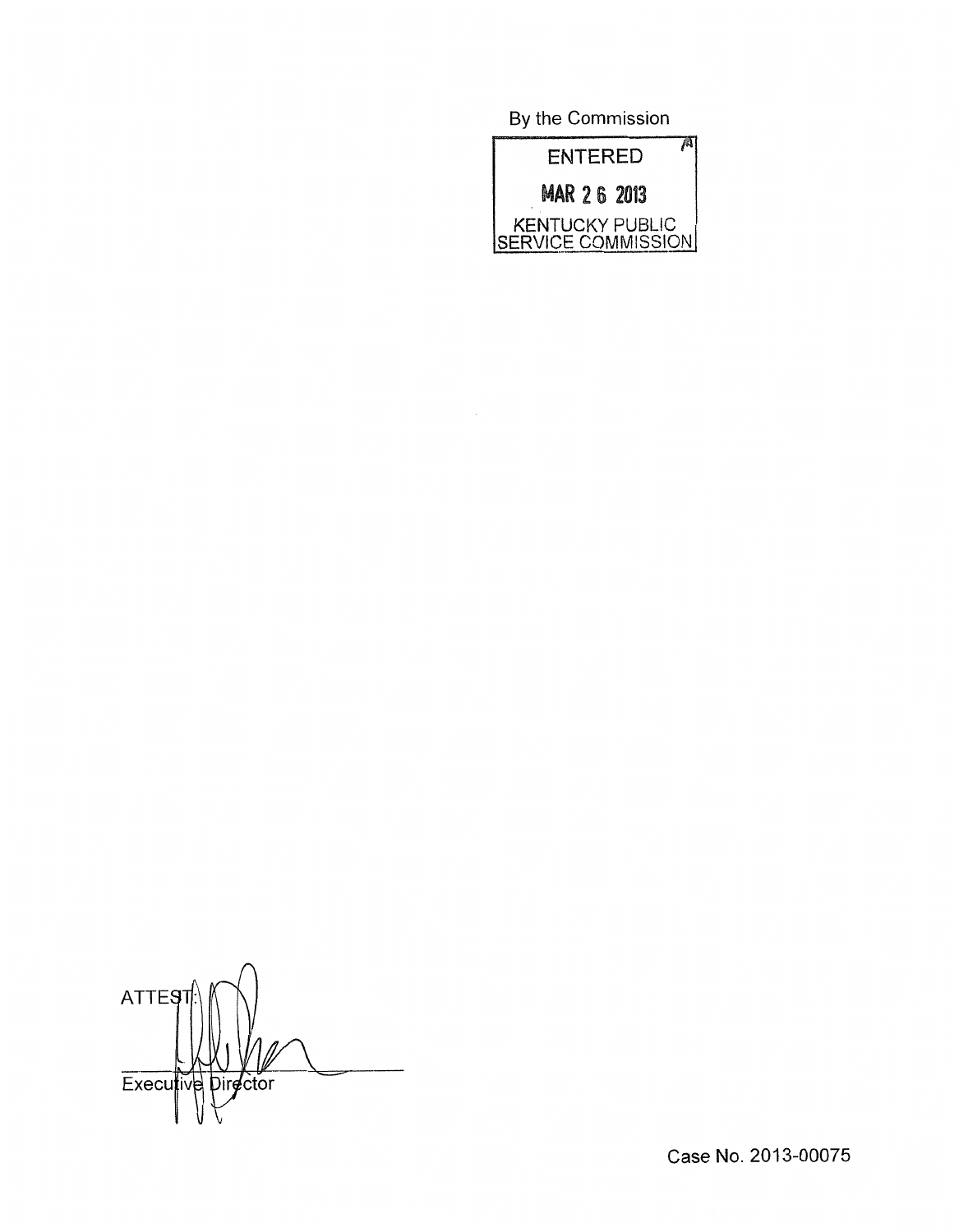By the Commission

ENTERED

MAR 26 2013

KENTUCKY PUBLIC SERVICE COMMISSION

ATTEST:

Executive Director

Case No. 2013-00075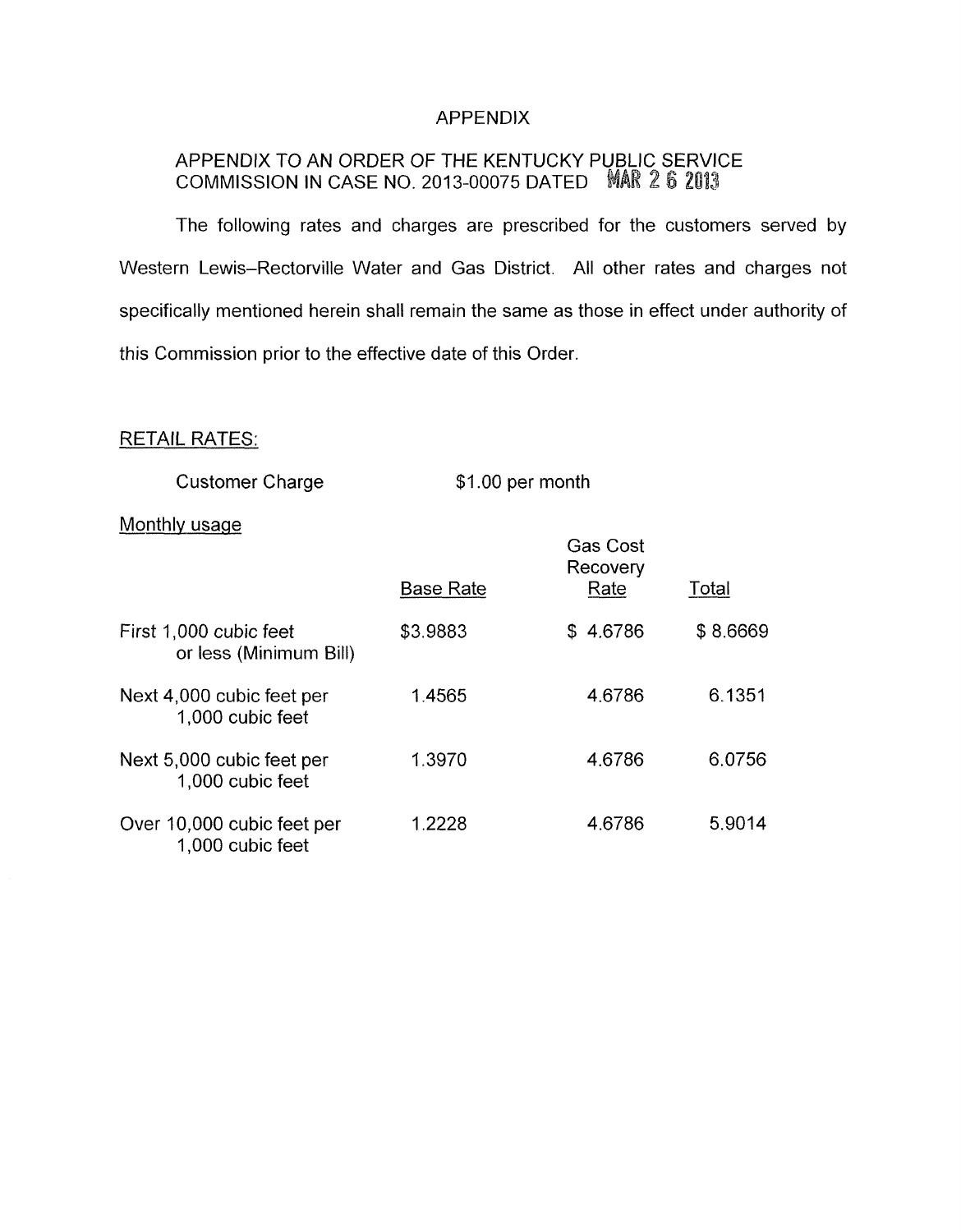# APPENDIX

## APPENDIX TO AN ORDER OF THE KENTUCKY PUBLIC SERVICE COMMISSION IN CASE NO. 2013-00075 DATED MAR 2 6 2013

The following rates and charges are prescribed for the customers served by Western Lewis–Rectorville Water and Gas District. All other rates and charges not specifically mentioned herein shall remain the same as those in effect under authority of this Commission prior to the effective date of this Order.

RETAIL RATES:

Customer Charge $1.00 per month

Monthly usage

| | Base Rate | Gas Cost Recovery Rate | Total |
|---|---|---|---|
| First 1,000 cubic feet or less (Minimum Bill) | $3.9883 | $ 4.6786 | $ 8.6669 |
| Next 4,000 cubic feet per 1,000 cubic feet | 1.4565 | 4.6786 | 6.1351 |
| Next 5,000 cubic feet per 1,000 cubic feet | 1.3970 | 4.6786 | 6.0756 |
| Over 10,000 cubic feet per 1,000 cubic feet | 1.2228 | 4.6786 | 5.9014 |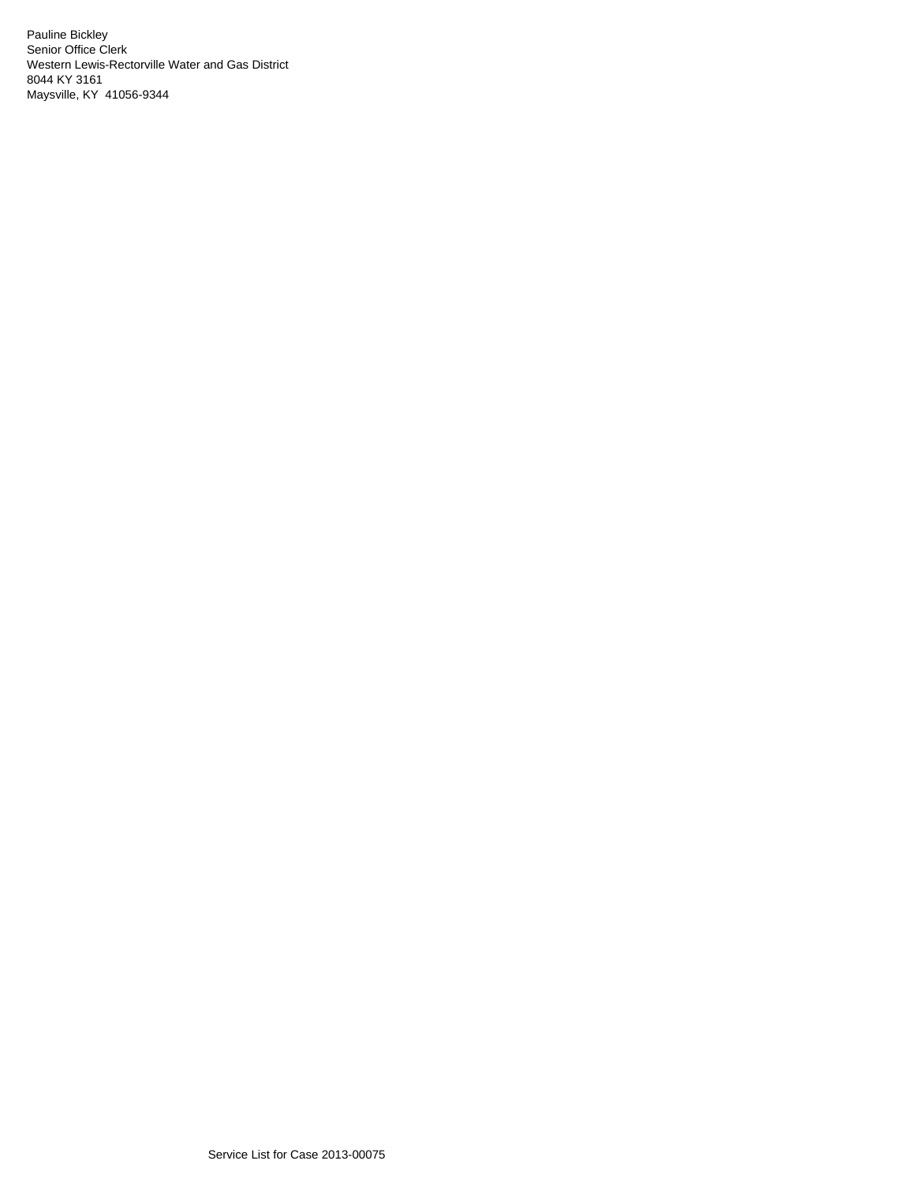Pauline Bickley
Senior Office Clerk
Western Lewis-Rectorville Water and Gas District
8044 KY 3161
Maysville, KY  41056-9344